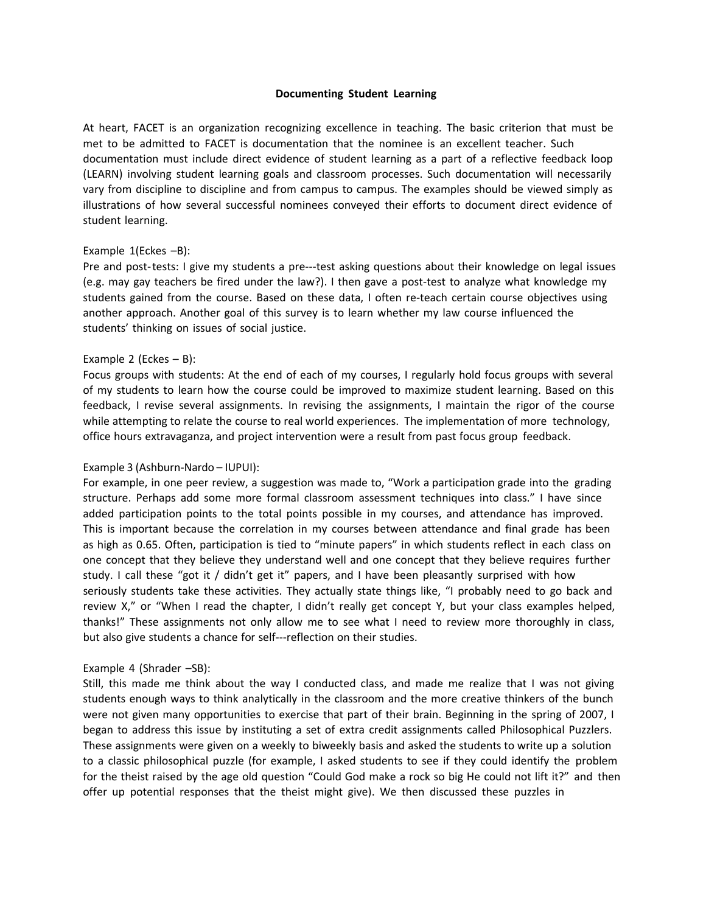**Documenting Student Learning**

At heart, FACET is an organization recognizing excellence in teaching. The basic criterion that must be met to be admitted to FACET is documentation that the nominee is an excellent teacher. Such documentation must include direct evidence of student learning as a part of a reflective feedback loop (LEARN) involving student learning goals and classroom processes. Such documentation will necessarily vary from discipline to discipline and from campus to campus. The examples should be viewed simply as illustrations of how several successful nominees conveyed their efforts to document direct evidence of student learning.

Example 1(Eckes –B):
Pre and post-tests: I give my students a pre---test asking questions about their knowledge on legal issues (e.g. may gay teachers be fired under the law?). I then gave a post-test to analyze what knowledge my students gained from the course. Based on these data, I often re-teach certain course objectives using another approach. Another goal of this survey is to learn whether my law course influenced the students' thinking on issues of social justice.

Example 2 (Eckes – B):
Focus groups with students: At the end of each of my courses, I regularly hold focus groups with several of my students to learn how the course could be improved to maximize student learning. Based on this feedback, I revise several assignments. In revising the assignments, I maintain the rigor of the course while attempting to relate the course to real world experiences. The implementation of more technology, office hours extravaganza, and project intervention were a result from past focus group feedback.

Example 3 (Ashburn-Nardo – IUPUI):
For example, in one peer review, a suggestion was made to, "Work a participation grade into the grading structure. Perhaps add some more formal classroom assessment techniques into class." I have since added participation points to the total points possible in my courses, and attendance has improved. This is important because the correlation in my courses between attendance and final grade has been as high as 0.65. Often, participation is tied to "minute papers" in which students reflect in each class on one concept that they believe they understand well and one concept that they believe requires further study. I call these "got it / didn't get it" papers, and I have been pleasantly surprised with how seriously students take these activities. They actually state things like, "I probably need to go back and review X," or "When I read the chapter, I didn't really get concept Y, but your class examples helped, thanks!" These assignments not only allow me to see what I need to review more thoroughly in class, but also give students a chance for self---reflection on their studies.

Example 4 (Shrader –SB):
Still, this made me think about the way I conducted class, and made me realize that I was not giving students enough ways to think analytically in the classroom and the more creative thinkers of the bunch were not given many opportunities to exercise that part of their brain. Beginning in the spring of 2007, I began to address this issue by instituting a set of extra credit assignments called Philosophical Puzzlers. These assignments were given on a weekly to biweekly basis and asked the students to write up a solution to a classic philosophical puzzle (for example, I asked students to see if they could identify the problem for the theist raised by the age old question "Could God make a rock so big He could not lift it?" and then offer up potential responses that the theist might give). We then discussed these puzzles in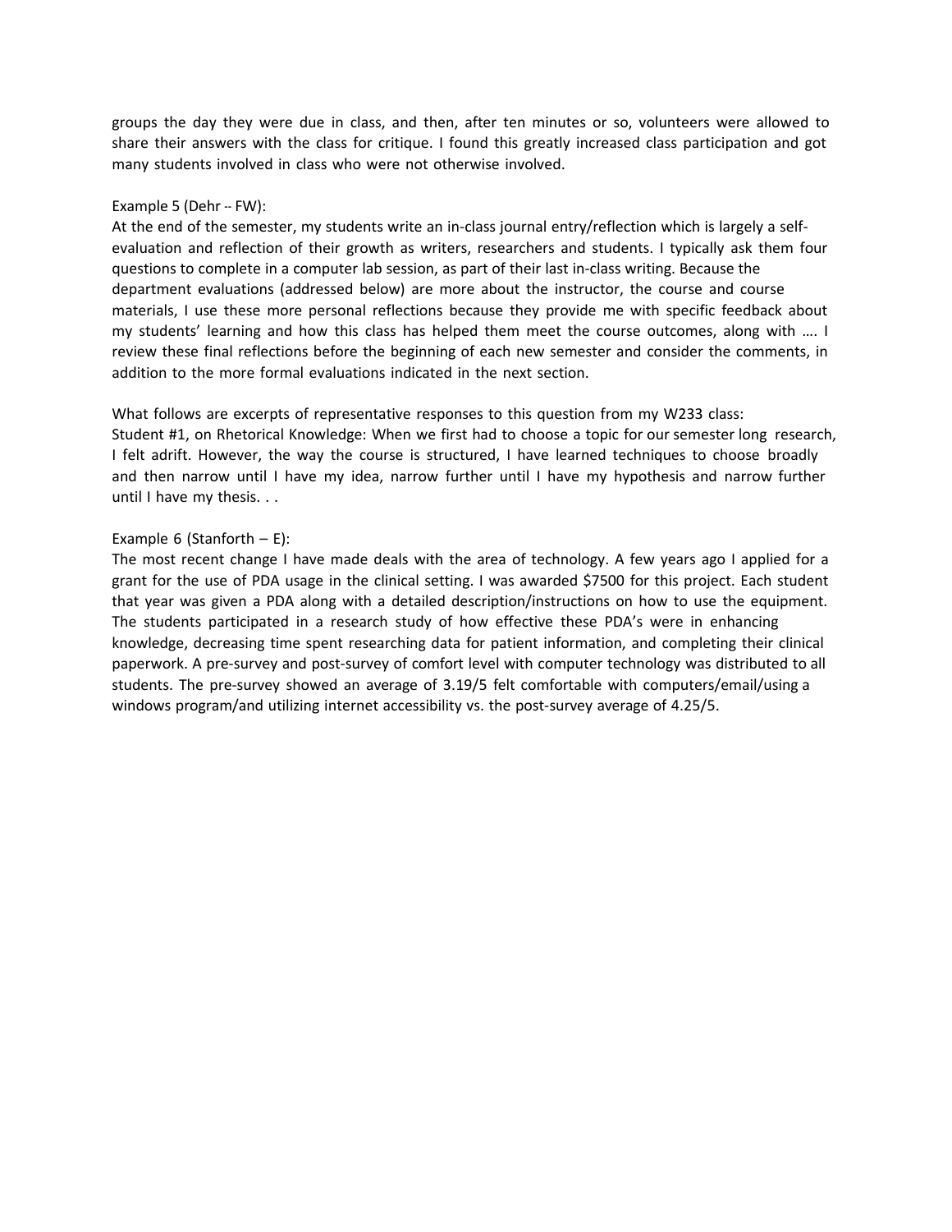groups the day they were due in class, and then, after ten minutes or so, volunteers were allowed to share their answers with the class for critique. I found this greatly increased class participation and got many students involved in class who were not otherwise involved.

Example 5 (Dehr -- FW):
At the end of the semester, my students write an in-class journal entry/reflection which is largely a self-evaluation and reflection of their growth as writers, researchers and students. I typically ask them four questions to complete in a computer lab session, as part of their last in-class writing. Because the department evaluations (addressed below) are more about the instructor, the course and course materials, I use these more personal reflections because they provide me with specific feedback about my students' learning and how this class has helped them meet the course outcomes, along with …. I review these final reflections before the beginning of each new semester and consider the comments, in addition to the more formal evaluations indicated in the next section.

What follows are excerpts of representative responses to this question from my W233 class:
Student #1, on Rhetorical Knowledge: When we first had to choose a topic for our semester long research, I felt adrift. However, the way the course is structured, I have learned techniques to choose broadly and then narrow until I have my idea, narrow further until I have my hypothesis and narrow further until I have my thesis. . .

Example 6 (Stanforth – E):
The most recent change I have made deals with the area of technology. A few years ago I applied for a grant for the use of PDA usage in the clinical setting. I was awarded $7500 for this project. Each student that year was given a PDA along with a detailed description/instructions on how to use the equipment. The students participated in a research study of how effective these PDA's were in enhancing knowledge, decreasing time spent researching data for patient information, and completing their clinical paperwork. A pre-survey and post-survey of comfort level with computer technology was distributed to all students. The pre-survey showed an average of 3.19/5 felt comfortable with computers/email/using a windows program/and utilizing internet accessibility vs. the post-survey average of 4.25/5.